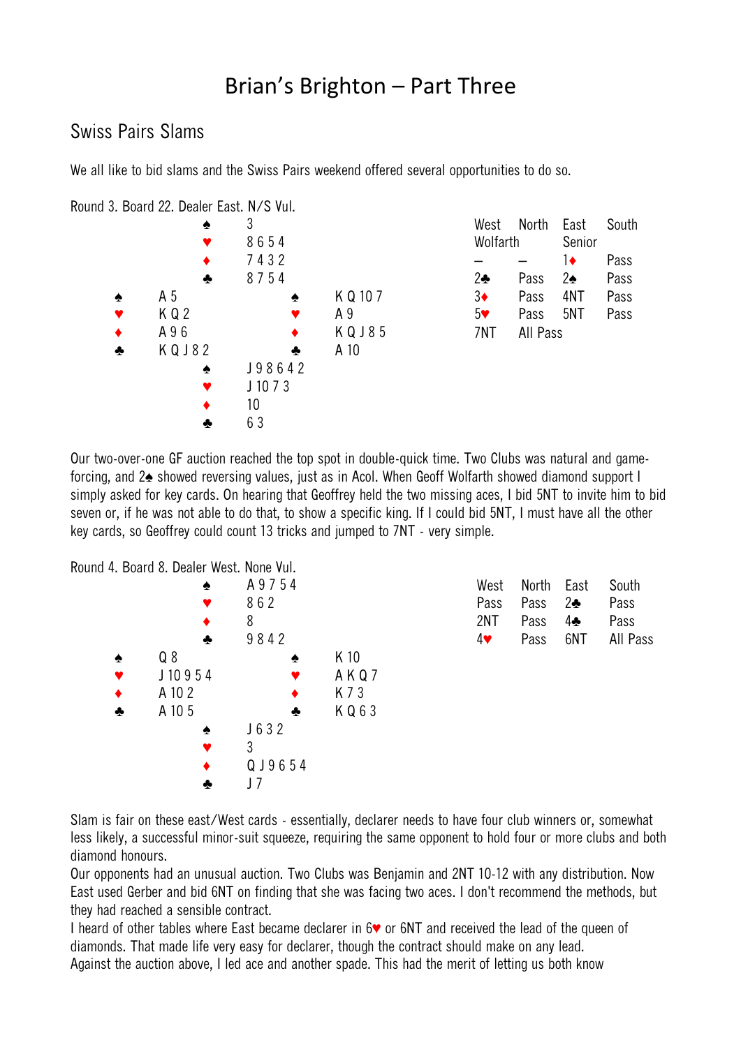# Brian's Brighton – Part Three

## Swiss Pairs Slams

We all like to bid slams and the Swiss Pairs weekend offered several opportunities to do so.

Round 3. Board 22. Dealer East. N/S Vul.

```
               ♠ 3
               ♥ 8 6 5 4
               ♦ 7 4 3 2
               ♣ 8 7 5 4
♠ A 5                        ♠ K Q 10 7
♥ K Q 2                      ♥ A 9
♦ A 9 6                      ♦ K Q J 8 5
♣ K Q J 8 2                  ♣ A 10
               ♠ J 9 8 6 4 2
               ♥ J 10 7 3
               ♦ 10
               ♣ 6 3
```

| West | North | East | South |
|---|---|---|---|
| Wolfarth | | Senior | |
| – | – | 1♦ | Pass |
| 2♣ | Pass | 2♠ | Pass |
| 3♦ | Pass | 4NT | Pass |
| 5♥ | Pass | 5NT | Pass |
| 7NT | All Pass | | |

Our two-over-one GF auction reached the top spot in double-quick time. Two Clubs was natural and game-forcing, and 2♠ showed reversing values, just as in Acol. When Geoff Wolfarth showed diamond support I simply asked for key cards. On hearing that Geoffrey held the two missing aces, I bid 5NT to invite him to bid seven or, if he was not able to do that, to show a specific king. If I could bid 5NT, I must have all the other key cards, so Geoffrey could count 13 tricks and jumped to 7NT - very simple.

Round 4. Board 8. Dealer West. None Vul.

```
               ♠ A 9 7 5 4
               ♥ 8 6 2
               ♦ 8
               ♣ 9 8 4 2
♠ Q 8                        ♠ K 10
♥ J 10 9 5 4                 ♥ A K Q 7
♦ A 10 2                     ♦ K 7 3
♣ A 10 5                     ♣ K Q 6 3
               ♠ J 6 3 2
               ♥ 3
               ♦ Q J 9 6 5 4
               ♣ J 7
```

| West | North | East | South |
|---|---|---|---|
| Pass | Pass | 2♣ | Pass |
| 2NT | Pass | 4♣ | Pass |
| 4♥ | Pass | 6NT | All Pass |

Slam is fair on these east/West cards - essentially, declarer needs to have four club winners or, somewhat less likely, a successful minor-suit squeeze, requiring the same opponent to hold four or more clubs and both diamond honours.

Our opponents had an unusual auction. Two Clubs was Benjamin and 2NT 10-12 with any distribution. Now East used Gerber and bid 6NT on finding that she was facing two aces. I don't recommend the methods, but they had reached a sensible contract.

I heard of other tables where East became declarer in 6♥ or 6NT and received the lead of the queen of diamonds. That made life very easy for declarer, though the contract should make on any lead.

Against the auction above, I led ace and another spade. This had the merit of letting us both know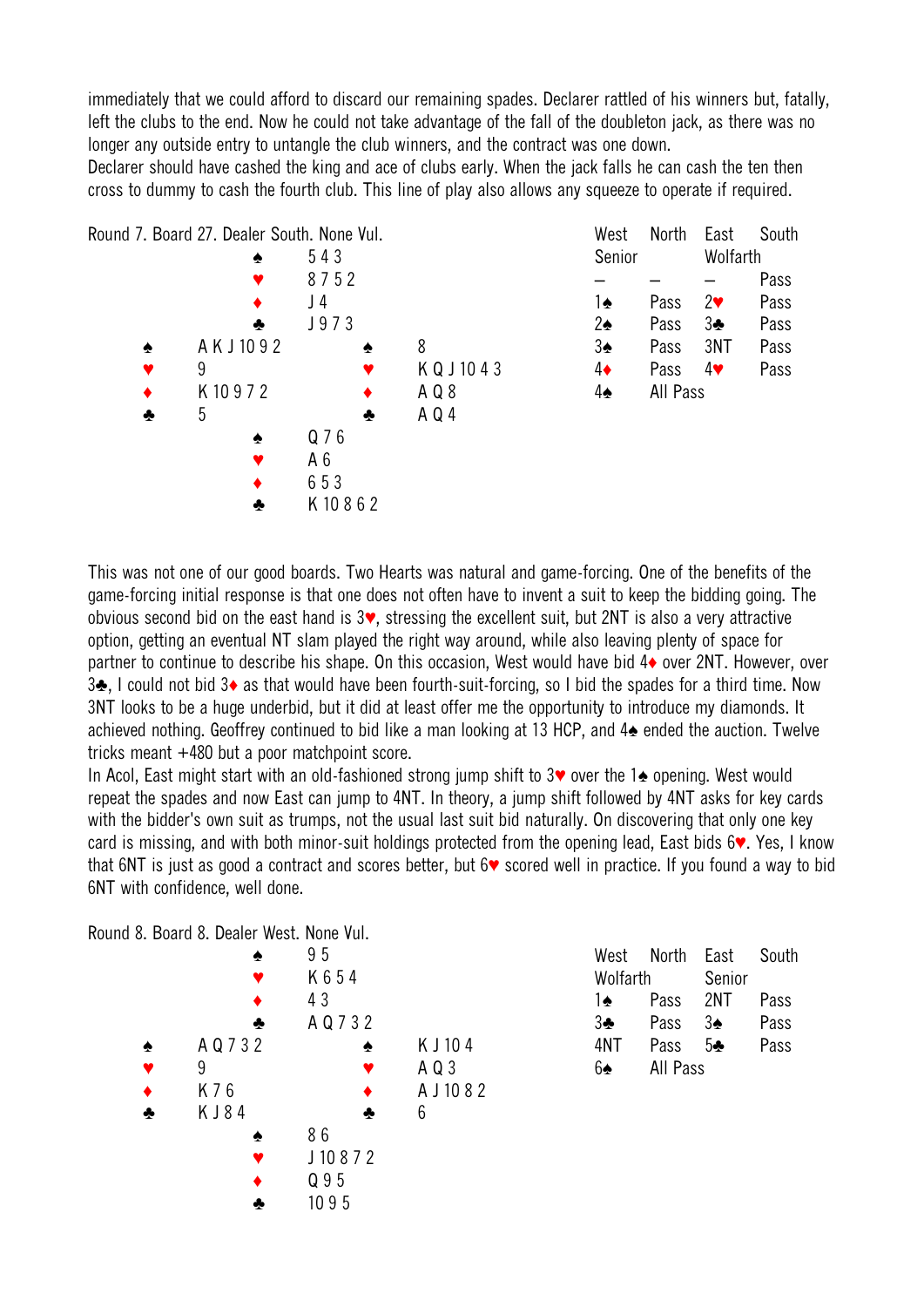immediately that we could afford to discard our remaining spades. Declarer rattled of his winners but, fatally, left the clubs to the end. Now he could not take advantage of the fall of the doubleton jack, as there was no longer any outside entry to untangle the club winners, and the contract was one down.

Declarer should have cashed the king and ace of clubs early. When the jack falls he can cash the ten then cross to dummy to cash the fourth club. This line of play also allows any squeeze to operate if required.

Round 7. Board 27. Dealer South. None Vul.

```
                ♠ 5 4 3
                ♥ 8 7 5 2
                ♦ J 4
                ♣ J 9 7 3
♠ A K J 10 9 2              ♠ 8
♥ 9                         ♥ K Q J 10 4 3
♦ K 10 9 7 2                ♦ A Q 8
♣ 5                         ♣ A Q 4
                ♠ Q 7 6
                ♥ A 6
                ♦ 6 5 3
                ♣ K 10 8 6 2
```

| West | North | East | South |
|---|---|---|---|
| Senior | | Wolfarth | |
| – | – | – | Pass |
| 1♠ | Pass | 2♥ | Pass |
| 2♠ | Pass | 3♣ | Pass |
| 3♠ | Pass | 3NT | Pass |
| 4♦ | Pass | 4♥ | Pass |
| 4♠ | All Pass | | |

This was not one of our good boards. Two Hearts was natural and game-forcing. One of the benefits of the game-forcing initial response is that one does not often have to invent a suit to keep the bidding going. The obvious second bid on the east hand is 3♥, stressing the excellent suit, but 2NT is also a very attractive option, getting an eventual NT slam played the right way around, while also leaving plenty of space for partner to continue to describe his shape. On this occasion, West would have bid 4♦ over 2NT. However, over 3♣, I could not bid 3♦ as that would have been fourth-suit-forcing, so I bid the spades for a third time. Now 3NT looks to be a huge underbid, but it did at least offer me the opportunity to introduce my diamonds. It achieved nothing. Geoffrey continued to bid like a man looking at 13 HCP, and 4♠ ended the auction. Twelve tricks meant +480 but a poor matchpoint score.

In Acol, East might start with an old-fashioned strong jump shift to 3♥ over the 1♠ opening. West would repeat the spades and now East can jump to 4NT. In theory, a jump shift followed by 4NT asks for key cards with the bidder's own suit as trumps, not the usual last suit bid naturally. On discovering that only one key card is missing, and with both minor-suit holdings protected from the opening lead, East bids 6♥. Yes, I know that 6NT is just as good a contract and scores better, but 6♥ scored well in practice. If you found a way to bid 6NT with confidence, well done.

Round 8. Board 8. Dealer West. None Vul.

```
                ♠ 9 5
                ♥ K 6 5 4
                ♦ 4 3
                ♣ A Q 7 3 2
♠ A Q 7 3 2                 ♠ K J 10 4
♥ 9                         ♥ A Q 3
♦ K 7 6                     ♦ A J 10 8 2
♣ K J 8 4                   ♣ 6
                ♠ 8 6
                ♥ J 10 8 7 2
                ♦ Q 9 5
                ♣ 10 9 5
```

| West | North | East | South |
|---|---|---|---|
| Wolfarth | | Senior | |
| 1♠ | Pass | 2NT | Pass |
| 3♣ | Pass | 3♠ | Pass |
| 4NT | Pass | 5♣ | Pass |
| 6♠ | All Pass | | |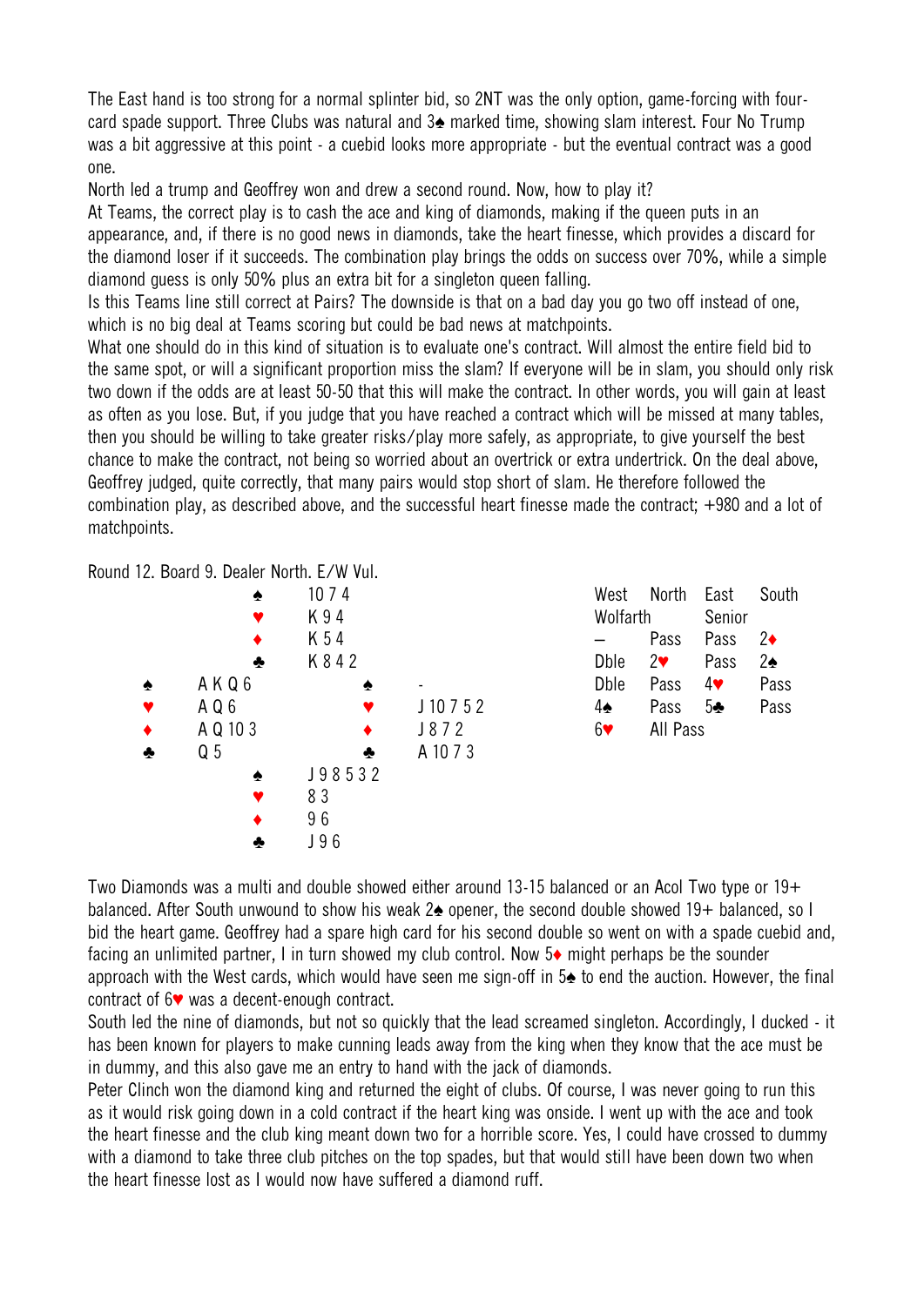The East hand is too strong for a normal splinter bid, so 2NT was the only option, game-forcing with four-card spade support. Three Clubs was natural and 3♠ marked time, showing slam interest. Four No Trump was a bit aggressive at this point - a cuebid looks more appropriate - but the eventual contract was a good one.

North led a trump and Geoffrey won and drew a second round. Now, how to play it?

At Teams, the correct play is to cash the ace and king of diamonds, making if the queen puts in an appearance, and, if there is no good news in diamonds, take the heart finesse, which provides a discard for the diamond loser if it succeeds. The combination play brings the odds on success over 70%, while a simple diamond guess is only 50% plus an extra bit for a singleton queen falling.

Is this Teams line still correct at Pairs? The downside is that on a bad day you go two off instead of one, which is no big deal at Teams scoring but could be bad news at matchpoints.

What one should do in this kind of situation is to evaluate one's contract. Will almost the entire field bid to the same spot, or will a significant proportion miss the slam? If everyone will be in slam, you should only risk two down if the odds are at least 50-50 that this will make the contract. In other words, you will gain at least as often as you lose. But, if you judge that you have reached a contract which will be missed at many tables, then you should be willing to take greater risks/play more safely, as appropriate, to give yourself the best chance to make the contract, not being so worried about an overtrick or extra undertrick. On the deal above, Geoffrey judged, quite correctly, that many pairs would stop short of slam. He therefore followed the combination play, as described above, and the successful heart finesse made the contract; +980 and a lot of matchpoints.

Round 12. Board 9. Dealer North. E/W Vul.

```
              ♠ 10 7 4
              ♥ K 9 4
              ♦ K 5 4
              ♣ K 8 4 2
♠ A K Q 6                 ♠ -
♥ A Q 6                   ♥ J 10 7 5 2
♦ A Q 10 3                ♦ J 8 7 2
♣ Q 5                     ♣ A 10 7 3
              ♠ J 9 8 5 3 2
              ♥ 8 3
              ♦ 9 6
              ♣ J 9 6
```

| West | North | East | South |
|---|---|---|---|
| Wolfarth | | Senior | |
| – | Pass | Pass | 2♦ |
| Dble | 2♥ | Pass | 2♠ |
| Dble | Pass | 4♥ | Pass |
| 4♠ | Pass | 5♣ | Pass |
| 6♥ | All Pass | | |

Two Diamonds was a multi and double showed either around 13-15 balanced or an Acol Two type or 19+ balanced. After South unwound to show his weak 2♠ opener, the second double showed 19+ balanced, so I bid the heart game. Geoffrey had a spare high card for his second double so went on with a spade cuebid and, facing an unlimited partner, I in turn showed my club control. Now 5♦ might perhaps be the sounder approach with the West cards, which would have seen me sign-off in 5♠ to end the auction. However, the final contract of 6♥ was a decent-enough contract.

South led the nine of diamonds, but not so quickly that the lead screamed singleton. Accordingly, I ducked - it has been known for players to make cunning leads away from the king when they know that the ace must be in dummy, and this also gave me an entry to hand with the jack of diamonds.

Peter Clinch won the diamond king and returned the eight of clubs. Of course, I was never going to run this as it would risk going down in a cold contract if the heart king was onside. I went up with the ace and took the heart finesse and the club king meant down two for a horrible score. Yes, I could have crossed to dummy with a diamond to take three club pitches on the top spades, but that would still have been down two when the heart finesse lost as I would now have suffered a diamond ruff.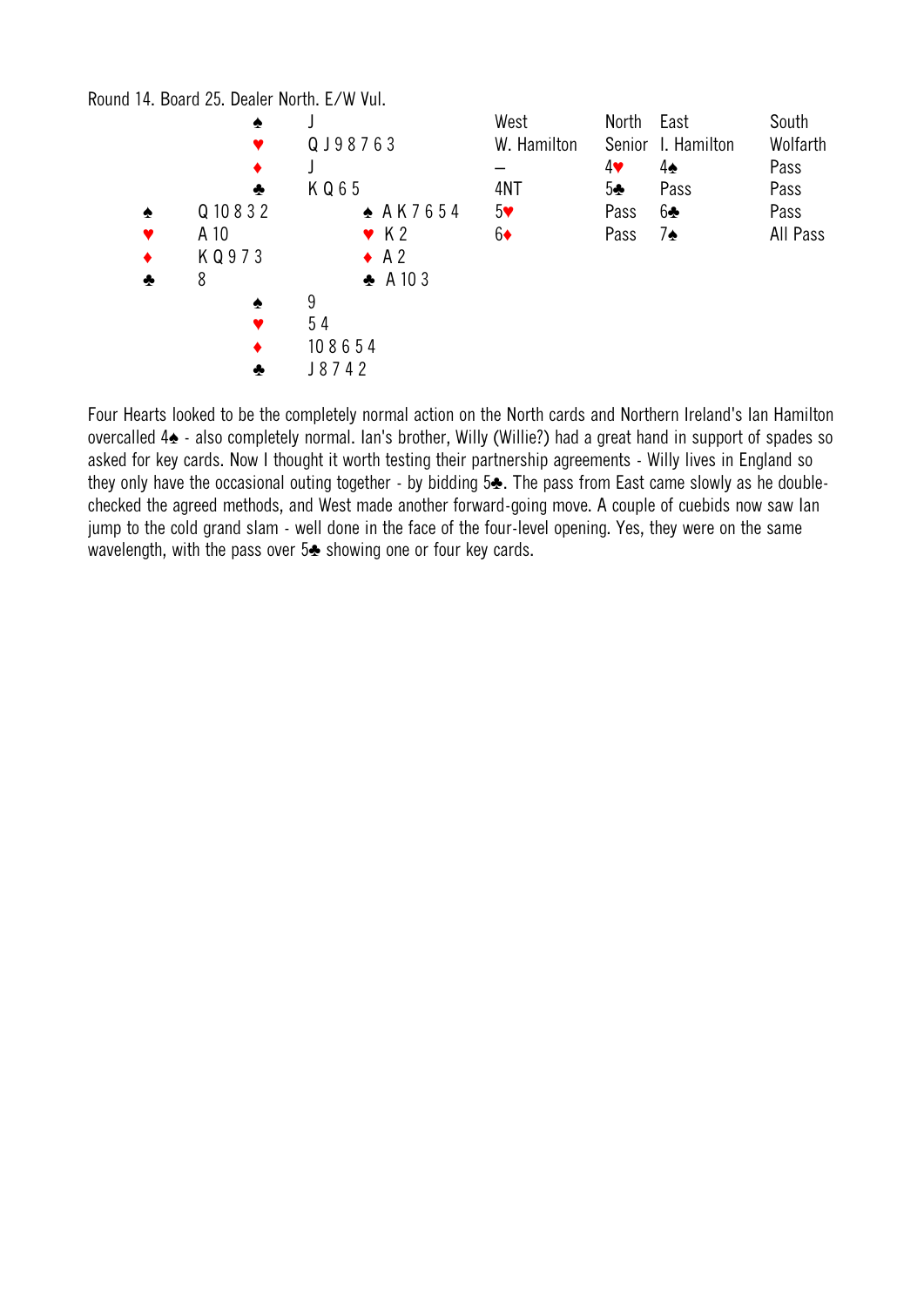Round 14. Board 25. Dealer North. E/W Vul.

| | North | |
|---|---|---|
| | ♠ J | |
| | ♥ Q J 9 8 7 6 3 | |
| | ♦ J | |
| | ♣ K Q 6 5 | |
| **West** | | **East** |
| ♠ Q 10 8 3 2 | | ♠ A K 7 6 5 4 |
| ♥ A 10 | | ♥ K 2 |
| ♦ K Q 9 7 3 | | ♦ A 2 |
| ♣ 8 | | ♣ A 10 3 |
| | **South** | |
| | ♠ 9 | |
| | ♥ 5 4 | |
| | ♦ 10 8 6 5 4 | |
| | ♣ J 8 7 4 2 | |

| West | North | East | South |
|---|---|---|---|
| W. Hamilton | Senior | I. Hamilton | Wolfarth |
| – | 4♥ | 4♠ | Pass |
| 4NT | 5♣ | Pass | Pass |
| 5♥ | Pass | 6♣ | Pass |
| 6♦ | Pass | 7♠ | All Pass |

Four Hearts looked to be the completely normal action on the North cards and Northern Ireland's Ian Hamilton overcalled 4♠ - also completely normal. Ian's brother, Willy (Willie?) had a great hand in support of spades so asked for key cards. Now I thought it worth testing their partnership agreements - Willy lives in England so they only have the occasional outing together - by bidding 5♣. The pass from East came slowly as he double-checked the agreed methods, and West made another forward-going move. A couple of cuebids now saw Ian jump to the cold grand slam - well done in the face of the four-level opening. Yes, they were on the same wavelength, with the pass over 5♣ showing one or four key cards.